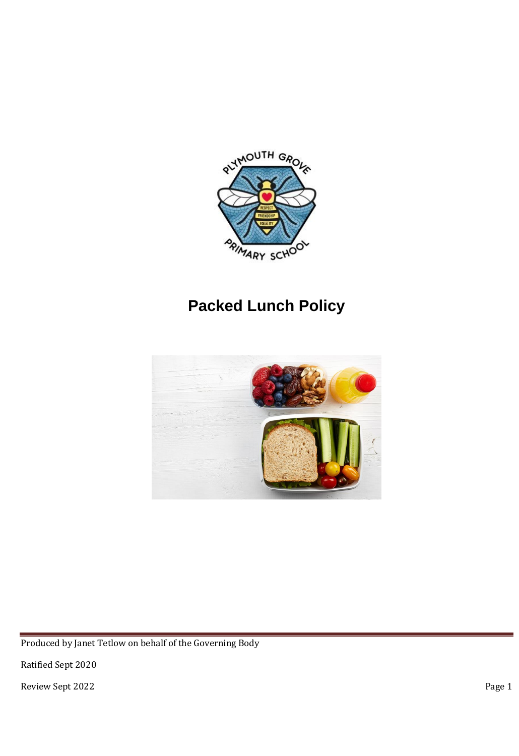# Packed Lunch Policy

Produced by Janet Tetlow on behalf of the Governing Body

Ratified Sept 2020

Review Sept 2022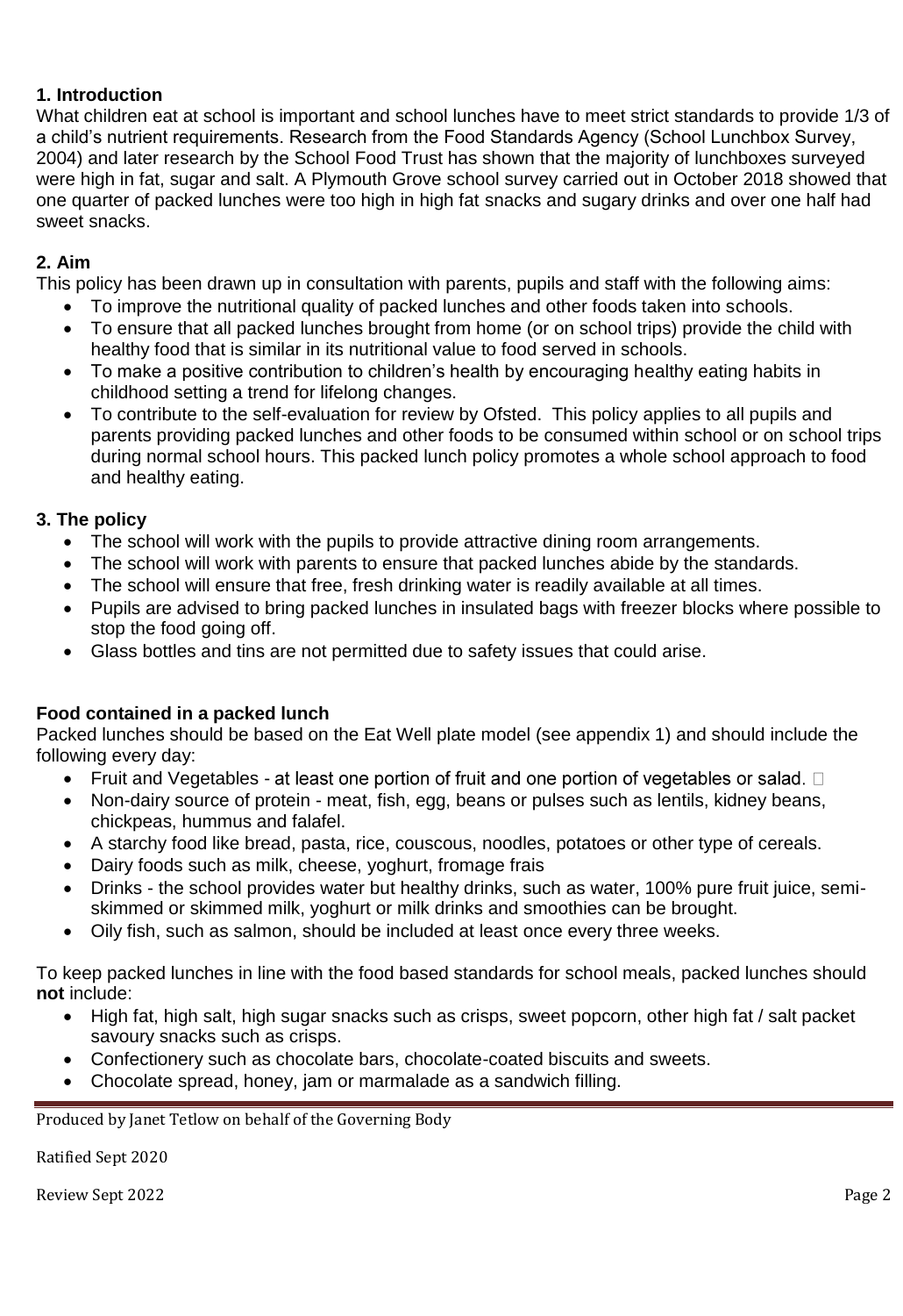## 1. Introduction

What children eat at school is important and school lunches have to meet strict standards to provide 1/3 of a child's nutrient requirements. Research from the Food Standards Agency (School Lunchbox Survey, 2004) and later research by the School Food Trust has shown that the majority of lunchboxes surveyed were high in fat, sugar and salt. A Plymouth Grove school survey carried out in October 2018 showed that one quarter of packed lunches were too high in high fat snacks and sugary drinks and over one half had sweet snacks.

## 2. Aim

This policy has been drawn up in consultation with parents, pupils and staff with the following aims:

- To improve the nutritional quality of packed lunches and other foods taken into schools.
- To ensure that all packed lunches brought from home (or on school trips) provide the child with healthy food that is similar in its nutritional value to food served in schools.
- To make a positive contribution to children's health by encouraging healthy eating habits in childhood setting a trend for lifelong changes.
- To contribute to the self-evaluation for review by Ofsted. This policy applies to all pupils and parents providing packed lunches and other foods to be consumed within school or on school trips during normal school hours. This packed lunch policy promotes a whole school approach to food and healthy eating.

## 3. The policy

- The school will work with the pupils to provide attractive dining room arrangements.
- The school will work with parents to ensure that packed lunches abide by the standards.
- The school will ensure that free, fresh drinking water is readily available at all times.
- Pupils are advised to bring packed lunches in insulated bags with freezer blocks where possible to stop the food going off.
- Glass bottles and tins are not permitted due to safety issues that could arise.

### Food contained in a packed lunch

Packed lunches should be based on the Eat Well plate model (see appendix 1) and should include the following every day:

- Fruit and Vegetables - at least one portion of fruit and one portion of vegetables or salad.
- Non-dairy source of protein - meat, fish, egg, beans or pulses such as lentils, kidney beans, chickpeas, hummus and falafel.
- A starchy food like bread, pasta, rice, couscous, noodles, potatoes or other type of cereals.
- Dairy foods such as milk, cheese, yoghurt, fromage frais
- Drinks - the school provides water but healthy drinks, such as water, 100% pure fruit juice, semi-skimmed or skimmed milk, yoghurt or milk drinks and smoothies can be brought.
- Oily fish, such as salmon, should be included at least once every three weeks.

To keep packed lunches in line with the food based standards for school meals, packed lunches should **not** include:

- High fat, high salt, high sugar snacks such as crisps, sweet popcorn, other high fat / salt packet savoury snacks such as crisps.
- Confectionery such as chocolate bars, chocolate-coated biscuits and sweets.
- Chocolate spread, honey, jam or marmalade as a sandwich filling.

Produced by Janet Tetlow on behalf of the Governing Body

Ratified Sept 2020

Review Sept 2022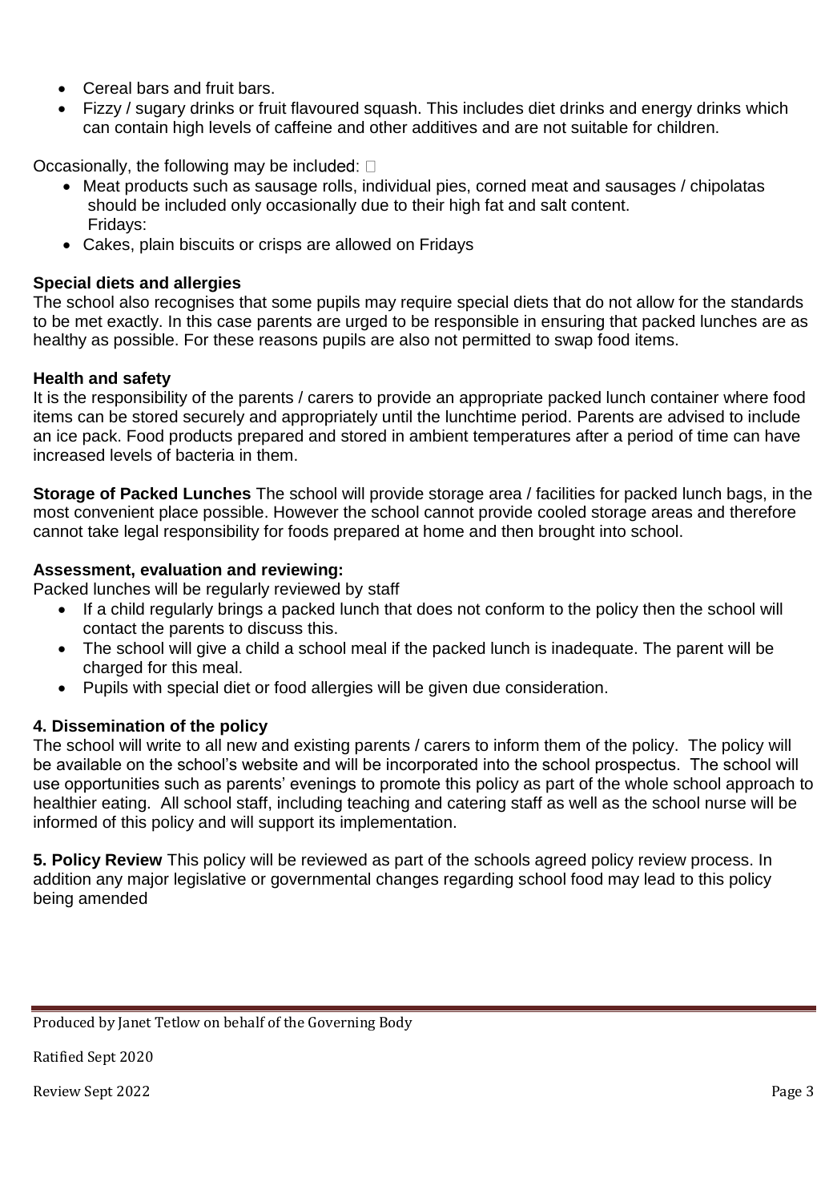- Cereal bars and fruit bars.
- Fizzy / sugary drinks or fruit flavoured squash. This includes diet drinks and energy drinks which can contain high levels of caffeine and other additives and are not suitable for children.

Occasionally, the following may be included: 

- Meat products such as sausage rolls, individual pies, corned meat and sausages / chipolatas should be included only occasionally due to their high fat and salt content.
  Fridays:
- Cakes, plain biscuits or crisps are allowed on Fridays

**Special diets and allergies**

The school also recognises that some pupils may require special diets that do not allow for the standards to be met exactly. In this case parents are urged to be responsible in ensuring that packed lunches are as healthy as possible. For these reasons pupils are also not permitted to swap food items.

**Health and safety**

It is the responsibility of the parents / carers to provide an appropriate packed lunch container where food items can be stored securely and appropriately until the lunchtime period. Parents are advised to include an ice pack. Food products prepared and stored in ambient temperatures after a period of time can have increased levels of bacteria in them.

**Storage of Packed Lunches** The school will provide storage area / facilities for packed lunch bags, in the most convenient place possible. However the school cannot provide cooled storage areas and therefore cannot take legal responsibility for foods prepared at home and then brought into school.

**Assessment, evaluation and reviewing:**

Packed lunches will be regularly reviewed by staff

- If a child regularly brings a packed lunch that does not conform to the policy then the school will contact the parents to discuss this.
- The school will give a child a school meal if the packed lunch is inadequate. The parent will be charged for this meal.
- Pupils with special diet or food allergies will be given due consideration.

**4. Dissemination of the policy**

The school will write to all new and existing parents / carers to inform them of the policy. The policy will be available on the school's website and will be incorporated into the school prospectus. The school will use opportunities such as parents' evenings to promote this policy as part of the whole school approach to healthier eating. All school staff, including teaching and catering staff as well as the school nurse will be informed of this policy and will support its implementation.

**5. Policy Review** This policy will be reviewed as part of the schools agreed policy review process. In addition any major legislative or governmental changes regarding school food may lead to this policy being amended

Produced by Janet Tetlow on behalf of the Governing Body

Ratified Sept 2020

Review Sept 2022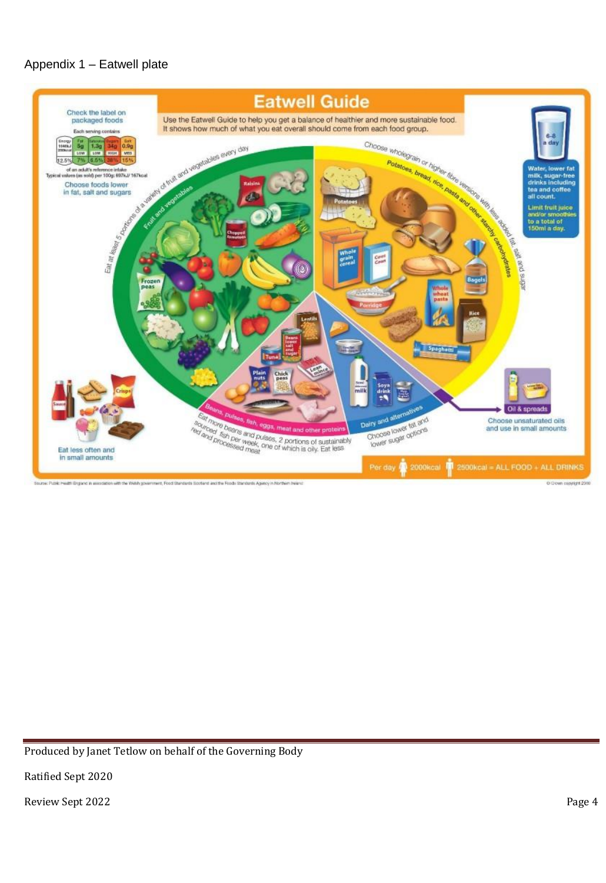Appendix 1 – Eatwell plate

Eatwell Guide

Use the Eatwell Guide to help you get a balance of healthier and more sustainable food. It shows how much of what you eat overall should come from each food group.

Check the label on packaged foods

Each serving contains

Energy 1046kJ 250kcal 12.5% | Fat 5g LOW 7% | Saturates 1.3g LOW 6.5% | Sugars 34g HIGH 38% | Salt 0.9g MED 15%

of an adult's reference intake

Typical values (as sold) per 100g: 697kJ/ 167kcal

Choose foods lower in fat, salt and sugars

Eat at least 5 portions of a variety of fruit and vegetables every day

Fruit and vegetables

Choose wholegrain or higher fibre versions with less added fat, salt and sugar

Potatoes, bread, rice, pasta and other starchy carbohydrates

6-8 a day

Water, lower fat milk, sugar-free drinks including tea and coffee all count.

Limit fruit juice and/or smoothies to a total of 150ml a day.

Beans, pulses, fish, eggs, meat and other proteins

Eat more beans and pulses, 2 portions of sustainably sourced fish per week, one of which is oily. Eat less red and processed meat

Dairy and alternatives

Choose lower fat and lower sugar options

Oil & spreads

Choose unsaturated oils and use in small amounts

Eat less often and in small amounts

Per day 2000kcal 2500kcal = ALL FOOD + ALL DRINKS

Source: Public Health England in association with the Welsh government, Food Standards Scotland and the Food Standards Agency in Northern Ireland

© Crown copyright 2016

Produced by Janet Tetlow on behalf of the Governing Body

Ratified Sept 2020

Review Sept 2022